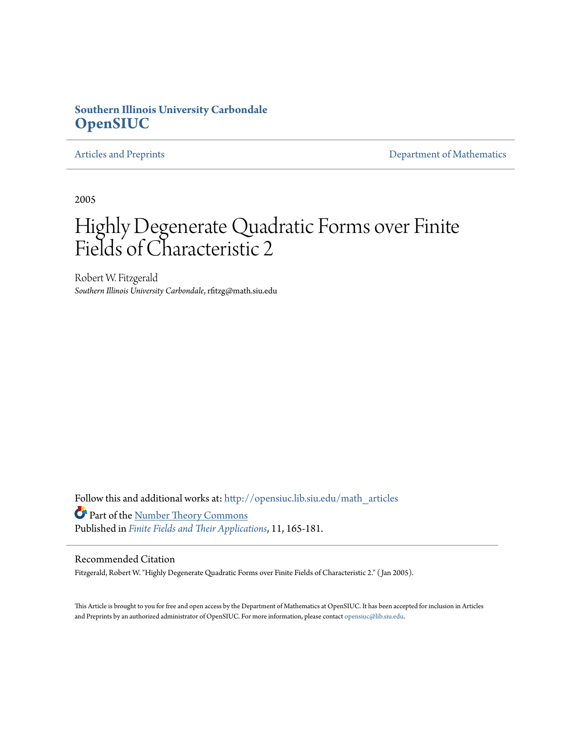**Southern Illinois University Carbondale**
**OpenSIUC**

Articles and Preprints | Department of Mathematics

2005

# Highly Degenerate Quadratic Forms over Finite Fields of Characteristic 2

Robert W. Fitzgerald
*Southern Illinois University Carbondale*, rfitzg@math.siu.edu

Follow this and additional works at: http://opensiuc.lib.siu.edu/math_articles

Part of the Number Theory Commons

Published in *Finite Fields and Their Applications*, 11, 165-181.

## Recommended Citation

Fitzgerald, Robert W. "Highly Degenerate Quadratic Forms over Finite Fields of Characteristic 2." ( Jan 2005).

This Article is brought to you for free and open access by the Department of Mathematics at OpenSIUC. It has been accepted for inclusion in Articles and Preprints by an authorized administrator of OpenSIUC. For more information, please contact opensiuc@lib.siu.edu.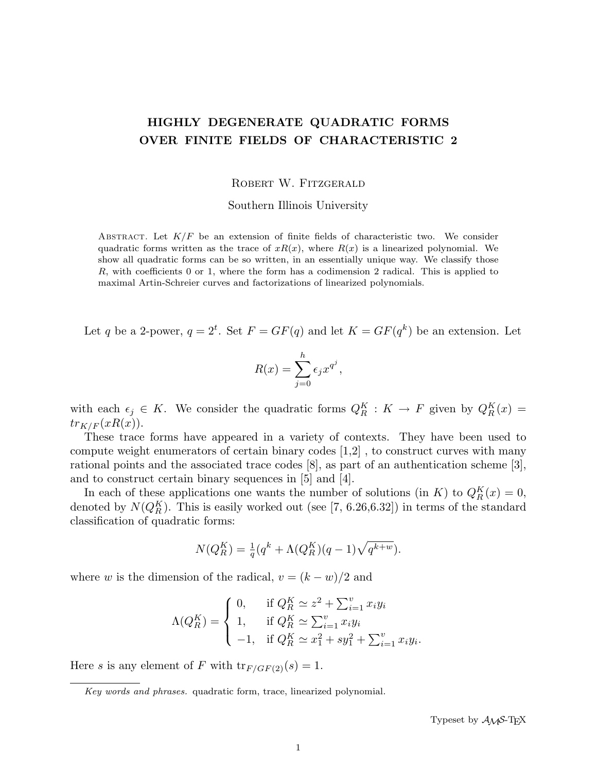# HIGHLY DEGENERATE QUADRATIC FORMS OVER FINITE FIELDS OF CHARACTERISTIC 2

Robert W. Fitzgerald

Southern Illinois University

Abstract. Let $K/F$ be an extension of finite fields of characteristic two. We consider quadratic forms written as the trace of $xR(x)$, where $R(x)$ is a linearized polynomial. We show all quadratic forms can be so written, in an essentially unique way. We classify those $R$, with coefficients 0 or 1, where the form has a codimension 2 radical. This is applied to maximal Artin-Schreier curves and factorizations of linearized polynomials.

Let $q$ be a 2-power, $q = 2^t$. Set $F = GF(q)$ and let $K = GF(q^k)$ be an extension. Let

$$R(x) = \sum_{j=0}^{h} \epsilon_j x^{q^j},$$

with each $\epsilon_j \in K$. We consider the quadratic forms $Q_R^K : K \to F$ given by $Q_R^K(x) = tr_{K/F}(xR(x))$.

These trace forms have appeared in a variety of contexts. They have been used to compute weight enumerators of certain binary codes [1,2] , to construct curves with many rational points and the associated trace codes [8], as part of an authentication scheme [3], and to construct certain binary sequences in [5] and [4].

In each of these applications one wants the number of solutions (in $K$) to $Q_R^K(x) = 0$, denoted by $N(Q_R^K)$. This is easily worked out (see [7, 6.26,6.32]) in terms of the standard classification of quadratic forms:

$$N(Q_R^K) = \tfrac{1}{q}(q^k + \Lambda(Q_R^K)(q-1)\sqrt{q^{k+w}}).$$

where $w$ is the dimension of the radical, $v = (k-w)/2$ and

$$\Lambda(Q_R^K) = \begin{cases} 0, & \text{if } Q_R^K \simeq z^2 + \sum_{i=1}^{v} x_i y_i \\ 1, & \text{if } Q_R^K \simeq \sum_{i=1}^{v} x_i y_i \\ -1, & \text{if } Q_R^K \simeq x_1^2 + s y_1^2 + \sum_{i=1}^{v} x_i y_i. \end{cases}$$

Here $s$ is any element of $F$ with $\mathrm{tr}_{F/GF(2)}(s) = 1$.

*Key words and phrases.* quadratic form, trace, linearized polynomial.

Typeset by $\mathcal{A}\mathcal{M}\mathcal{S}$-TEX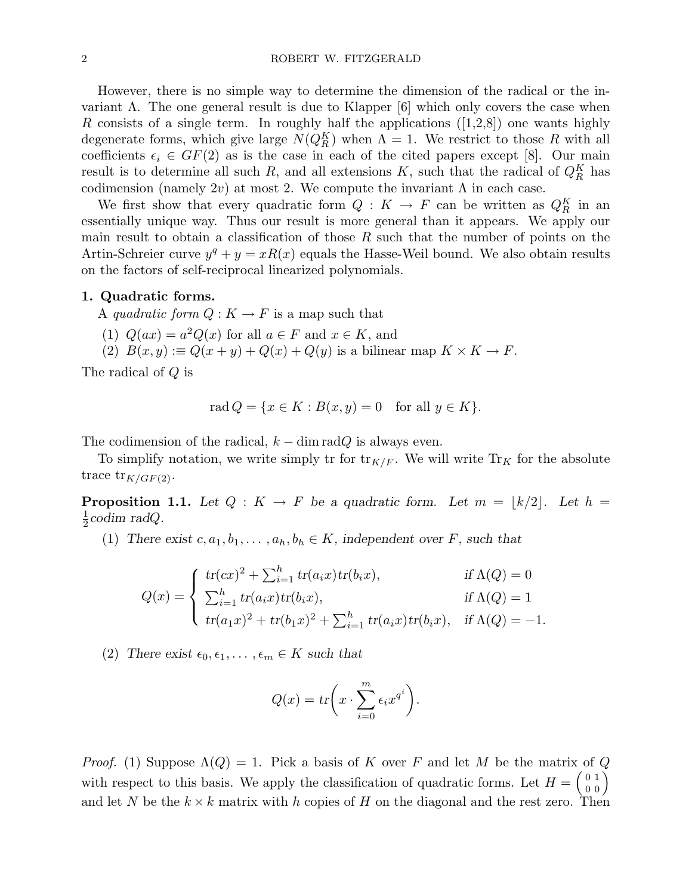However, there is no simple way to determine the dimension of the radical or the invariant $\Lambda$. The one general result is due to Klapper [6] which only covers the case when $R$ consists of a single term. In roughly half the applications ([1,2,8]) one wants highly degenerate forms, which give large $N(Q_R^K)$ when $\Lambda = 1$. We restrict to those $R$ with all coefficients $\epsilon_i \in GF(2)$ as is the case in each of the cited papers except [8]. Our main result is to determine all such $R$, and all extensions $K$, such that the radical of $Q_R^K$ has codimension (namely $2v$) at most 2. We compute the invariant $\Lambda$ in each case.

We first show that every quadratic form $Q : K \to F$ can be written as $Q_R^K$ in an essentially unique way. Thus our result is more general than it appears. We apply our main result to obtain a classification of those $R$ such that the number of points on the Artin-Schreier curve $y^q + y = xR(x)$ equals the Hasse-Weil bound. We also obtain results on the factors of self-reciprocal linearized polynomials.

## 1. Quadratic forms.

A *quadratic form* $Q : K \to F$ is a map such that

1. $Q(ax) = a^2 Q(x)$ for all $a \in F$ and $x \in K$, and
2. $B(x, y) :\equiv Q(x + y) + Q(x) + Q(y)$ is a bilinear map $K \times K \to F$.

The radical of $Q$ is

$$\operatorname{rad} Q = \{x \in K : B(x, y) = 0 \quad \text{for all } y \in K\}.$$

The codimension of the radical, $k - \dim \operatorname{rad} Q$ is always even.

To simplify notation, we write simply tr for $\operatorname{tr}_{K/F}$. We will write $\operatorname{Tr}_K$ for the absolute trace $\operatorname{tr}_{K/GF(2)}$.

**Proposition 1.1.** *Let $Q : K \to F$ be a quadratic form. Let $m = \lfloor k/2 \rfloor$. Let $h = \frac{1}{2}$codim rad$Q$.*

1. *There exist $c, a_1, b_1, \ldots, a_h, b_h \in K$, independent over $F$, such that*

$$Q(x) = \begin{cases} tr(cx)^2 + \sum_{i=1}^{h} tr(a_i x) tr(b_i x), & \text{if } \Lambda(Q) = 0 \\ \sum_{i=1}^{h} tr(a_i x) tr(b_i x), & \text{if } \Lambda(Q) = 1 \\ tr(a_1 x)^2 + tr(b_1 x)^2 + \sum_{i=1}^{h} tr(a_i x) tr(b_i x), & \text{if } \Lambda(Q) = -1. \end{cases}$$

2. *There exist $\epsilon_0, \epsilon_1, \ldots, \epsilon_m \in K$ such that*

$$Q(x) = tr\left( x \cdot \sum_{i=0}^{m} \epsilon_i x^{q^i} \right).$$

*Proof.* (1) Suppose $\Lambda(Q) = 1$. Pick a basis of $K$ over $F$ and let $M$ be the matrix of $Q$ with respect to this basis. We apply the classification of quadratic forms. Let $H = \begin{pmatrix} 0 & 1 \\ 0 & 0 \end{pmatrix}$ and let $N$ be the $k \times k$ matrix with $h$ copies of $H$ on the diagonal and the rest zero. Then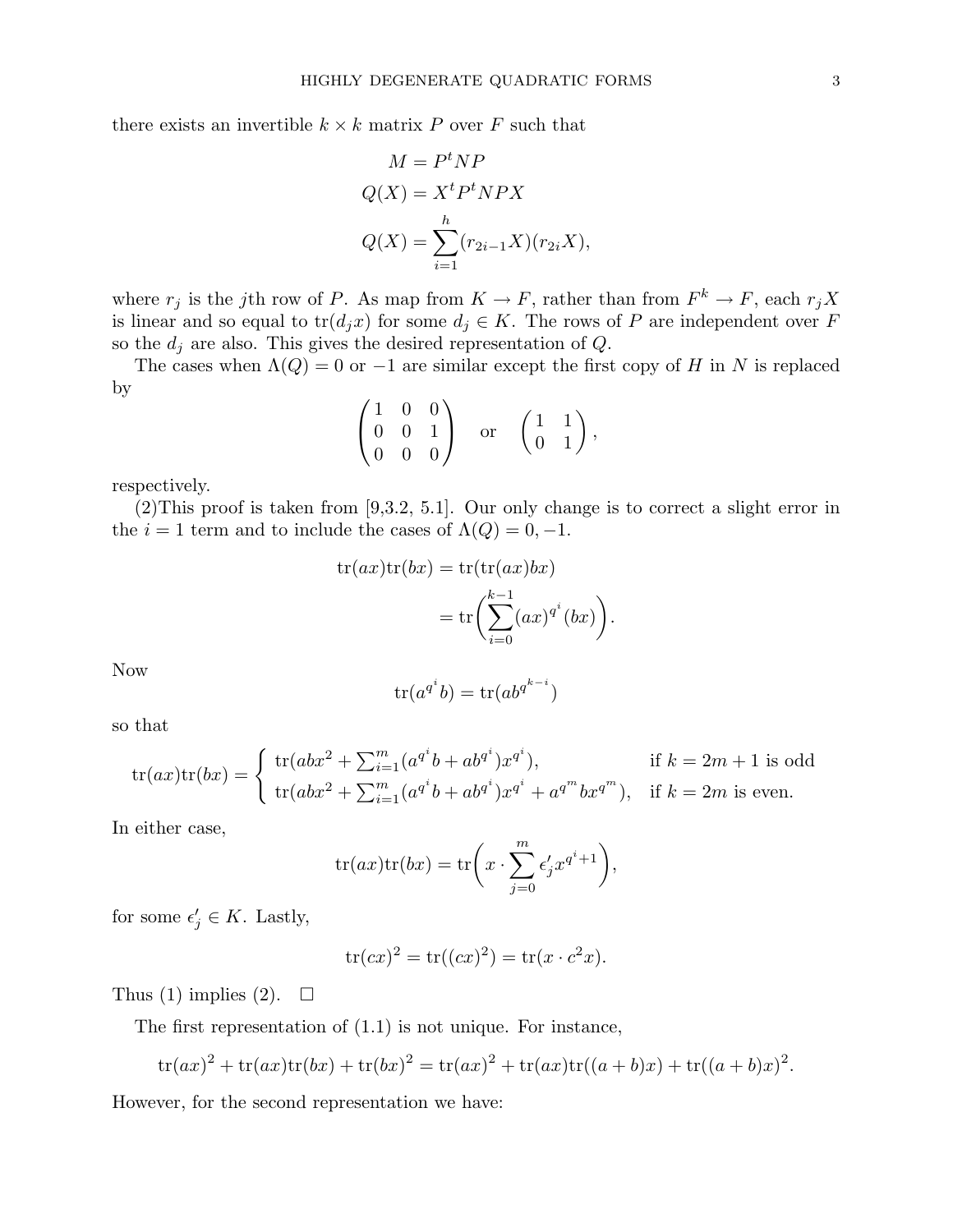there exists an invertible $k \times k$ matrix $P$ over $F$ such that

$$
\begin{aligned}
M &= P^t N P \\
Q(X) &= X^t P^t N P X \\
Q(X) &= \sum_{i=1}^{h} (r_{2i-1}X)(r_{2i}X),
\end{aligned}
$$

where $r_j$ is the $j$th row of $P$. As map from $K \to F$, rather than from $F^k \to F$, each $r_j X$ is linear and so equal to $\mathrm{tr}(d_j x)$ for some $d_j \in K$. The rows of $P$ are independent over $F$ so the $d_j$ are also. This gives the desired representation of $Q$.

The cases when $\Lambda(Q) = 0$ or $-1$ are similar except the first copy of $H$ in $N$ is replaced by

$$
\begin{pmatrix} 1 & 0 & 0 \\ 0 & 0 & 1 \\ 0 & 0 & 0 \end{pmatrix} \quad \text{or} \quad \begin{pmatrix} 1 & 1 \\ 0 & 1 \end{pmatrix},
$$

respectively.

(2)This proof is taken from [9,3.2, 5.1]. Our only change is to correct a slight error in the $i = 1$ term and to include the cases of $\Lambda(Q) = 0, -1$.

$$
\begin{aligned}
\mathrm{tr}(ax)\mathrm{tr}(bx) &= \mathrm{tr}(\mathrm{tr}(ax)bx) \\
&= \mathrm{tr}\biggl(\sum_{i=0}^{k-1} (ax)^{q^i}(bx)\biggr).
\end{aligned}
$$

Now

$$
\mathrm{tr}(a^{q^i} b) = \mathrm{tr}(ab^{q^{k-i}})
$$

so that

$$
\mathrm{tr}(ax)\mathrm{tr}(bx) = \begin{cases} \mathrm{tr}(abx^2 + \sum_{i=1}^{m} (a^{q^i} b + ab^{q^i}) x^{q^i}), & \text{if } k = 2m+1 \text{ is odd} \\ \mathrm{tr}(abx^2 + \sum_{i=1}^{m} (a^{q^i} b + ab^{q^i}) x^{q^i} + a^{q^m} b x^{q^m}), & \text{if } k = 2m \text{ is even.} \end{cases}
$$

In either case,

$$
\mathrm{tr}(ax)\mathrm{tr}(bx) = \mathrm{tr}\biggl(x \cdot \sum_{j=0}^{m} \epsilon_j' x^{q^i+1}\biggr),
$$

for some $\epsilon_j' \in K$. Lastly,

$$
\mathrm{tr}(cx)^2 = \mathrm{tr}((cx)^2) = \mathrm{tr}(x \cdot c^2 x).
$$

Thus (1) implies (2). $\square$

The first representation of (1.1) is not unique. For instance,

$$
\mathrm{tr}(ax)^2 + \mathrm{tr}(ax)\mathrm{tr}(bx) + \mathrm{tr}(bx)^2 = \mathrm{tr}(ax)^2 + \mathrm{tr}(ax)\mathrm{tr}((a+b)x) + \mathrm{tr}((a+b)x)^2.
$$

However, for the second representation we have: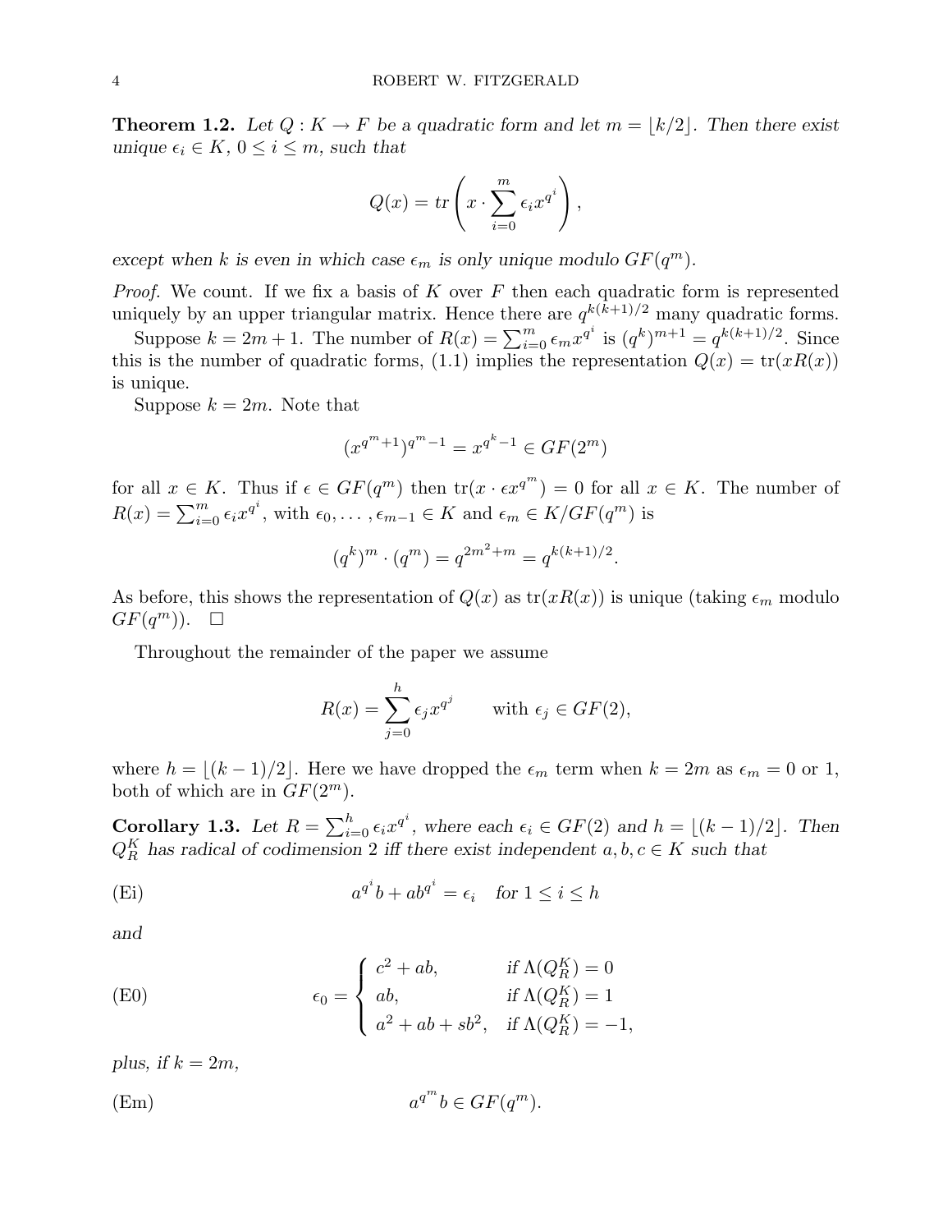**Theorem 1.2.** *Let $Q : K \to F$ be a quadratic form and let $m = \lfloor k/2 \rfloor$. Then there exist unique $\epsilon_i \in K$, $0 \le i \le m$, such that*

$$Q(x) = tr\left( x \cdot \sum_{i=0}^{m} \epsilon_i x^{q^i} \right),$$

*except when $k$ is even in which case $\epsilon_m$ is only unique modulo $GF(q^m)$.*

*Proof.* We count. If we fix a basis of $K$ over $F$ then each quadratic form is represented uniquely by an upper triangular matrix. Hence there are $q^{k(k+1)/2}$ many quadratic forms.

Suppose $k = 2m + 1$. The number of $R(x) = \sum_{i=0}^{m} \epsilon_m x^{q^i}$ is $(q^k)^{m+1} = q^{k(k+1)/2}$. Since this is the number of quadratic forms, (1.1) implies the representation $Q(x) = \mathrm{tr}(xR(x))$ is unique.

Suppose $k = 2m$. Note that

$$(x^{q^m+1})^{q^m-1} = x^{q^k-1} \in GF(2^m)$$

for all $x \in K$. Thus if $\epsilon \in GF(q^m)$ then $\mathrm{tr}(x \cdot \epsilon x^{q^m}) = 0$ for all $x \in K$. The number of $R(x) = \sum_{i=0}^{m} \epsilon_i x^{q^i}$, with $\epsilon_0, \ldots, \epsilon_{m-1} \in K$ and $\epsilon_m \in K/GF(q^m)$ is

$$(q^k)^m \cdot (q^m) = q^{2m^2+m} = q^{k(k+1)/2}.$$

As before, this shows the representation of $Q(x)$ as $\mathrm{tr}(xR(x))$ is unique (taking $\epsilon_m$ modulo $GF(q^m)$). $\square$

Throughout the remainder of the paper we assume

$$R(x) = \sum_{j=0}^{h} \epsilon_j x^{q^j} \qquad \text{with } \epsilon_j \in GF(2),$$

where $h = \lfloor (k-1)/2 \rfloor$. Here we have dropped the $\epsilon_m$ term when $k = 2m$ as $\epsilon_m = 0$ or $1$, both of which are in $GF(2^m)$.

**Corollary 1.3.** *Let $R = \sum_{i=0}^{h} \epsilon_i x^{q^i}$, where each $\epsilon_i \in GF(2)$ and $h = \lfloor (k-1)/2 \rfloor$. Then $Q_R^K$ has radical of codimension 2 iff there exist independent $a, b, c \in K$ such that*

$$a^{q^i} b + a b^{q^i} = \epsilon_i \quad \text{for } 1 \le i \le h \tag{Ei}$$

*and*

$$\epsilon_0 = \begin{cases} c^2 + ab, & \text{if } \Lambda(Q_R^K) = 0 \\ ab, & \text{if } \Lambda(Q_R^K) = 1 \\ a^2 + ab + sb^2, & \text{if } \Lambda(Q_R^K) = -1, \end{cases} \tag{E0}$$

*plus, if $k = 2m$,*

$$a^{q^m} b \in GF(q^m). \tag{Em}$$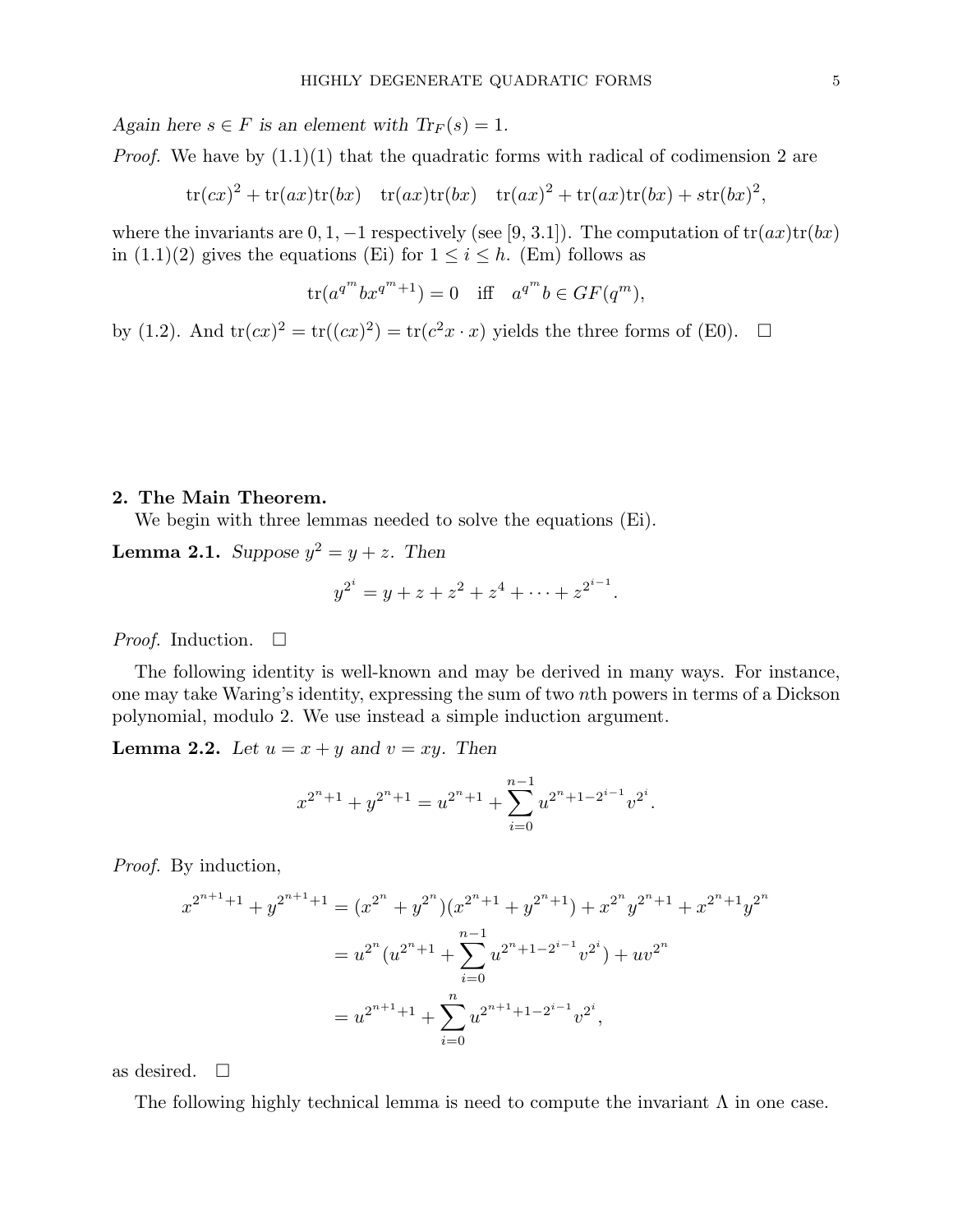*Again here $s \in F$ is an element with $Tr_F(s) = 1$.*

*Proof.* We have by (1.1)(1) that the quadratic forms with radical of codimension 2 are

$$\mathrm{tr}(cx)^2 + \mathrm{tr}(ax)\mathrm{tr}(bx) \quad \mathrm{tr}(ax)\mathrm{tr}(bx) \quad \mathrm{tr}(ax)^2 + \mathrm{tr}(ax)\mathrm{tr}(bx) + s\mathrm{tr}(bx)^2,$$

where the invariants are $0, 1, -1$ respectively (see [9, 3.1]). The computation of $\mathrm{tr}(ax)\mathrm{tr}(bx)$ in (1.1)(2) gives the equations (Ei) for $1 \le i \le h$. (Em) follows as

$$\mathrm{tr}(a^{q^m} b x^{q^m+1}) = 0 \quad \text{iff} \quad a^{q^m} b \in GF(q^m),$$

by (1.2). And $\mathrm{tr}(cx)^2 = \mathrm{tr}((cx)^2) = \mathrm{tr}(c^2 x \cdot x)$ yields the three forms of (E0). $\square$

## 2. The Main Theorem.

We begin with three lemmas needed to solve the equations (Ei).

**Lemma 2.1.** *Suppose $y^2 = y + z$. Then*

$$y^{2^i} = y + z + z^2 + z^4 + \cdots + z^{2^{i-1}}.$$

*Proof.* Induction. $\square$

The following identity is well-known and may be derived in many ways. For instance, one may take Waring's identity, expressing the sum of two $n$th powers in terms of a Dickson polynomial, modulo 2. We use instead a simple induction argument.

**Lemma 2.2.** *Let $u = x + y$ and $v = xy$. Then*

$$x^{2^n+1} + y^{2^n+1} = u^{2^n+1} + \sum_{i=0}^{n-1} u^{2^n+1-2^{i-1}} v^{2^i}.$$

*Proof.* By induction,

$$\begin{aligned}
x^{2^{n+1}+1} + y^{2^{n+1}+1} &= (x^{2^n} + y^{2^n})(x^{2^n+1} + y^{2^n+1}) + x^{2^n} y^{2^n+1} + x^{2^n+1} y^{2^n} \\
&= u^{2^n}(u^{2^n+1} + \sum_{i=0}^{n-1} u^{2^n+1-2^{i-1}} v^{2^i}) + uv^{2^n} \\
&= u^{2^{n+1}+1} + \sum_{i=0}^{n} u^{2^{n+1}+1-2^{i-1}} v^{2^i},
\end{aligned}$$

as desired. $\square$

The following highly technical lemma is need to compute the invariant $\Lambda$ in one case.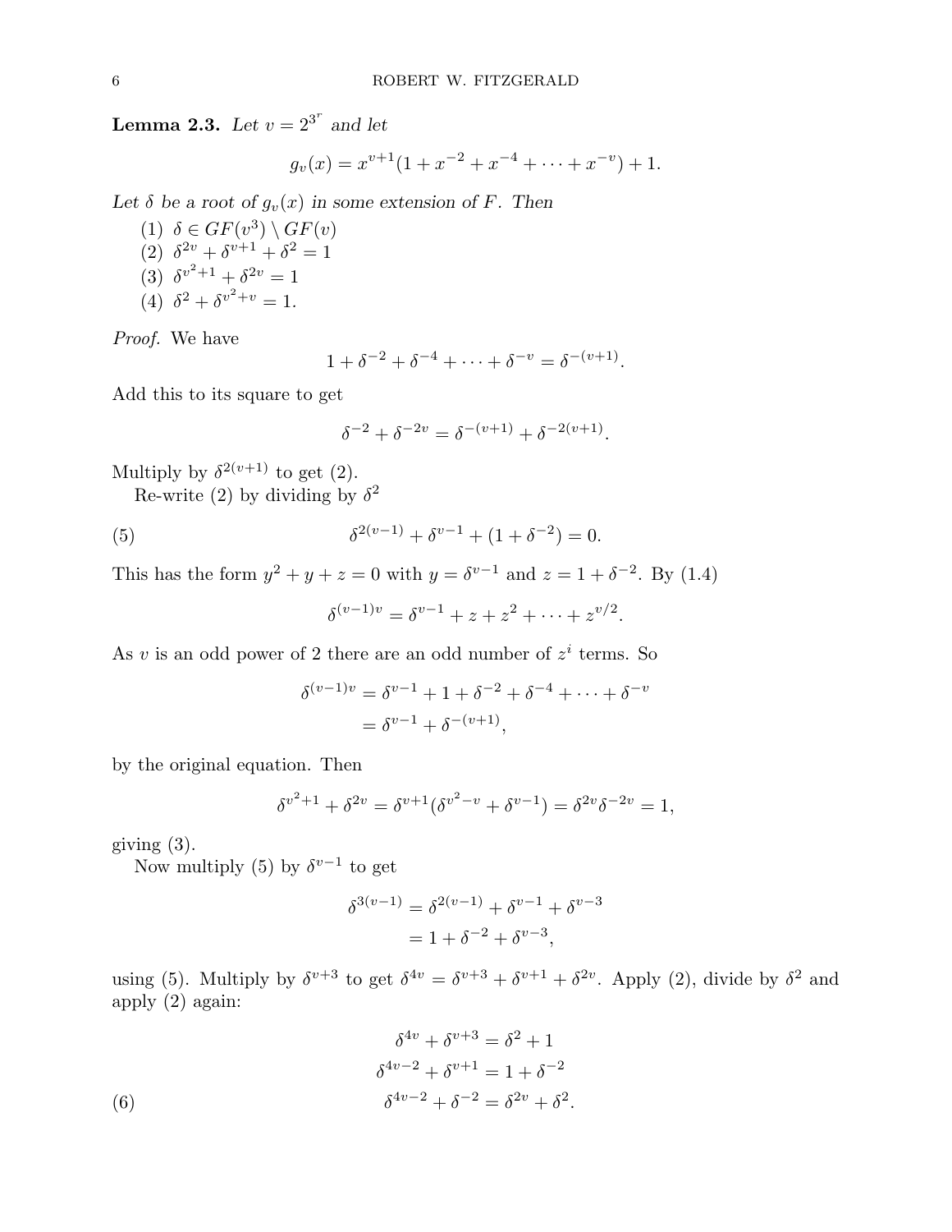**Lemma 2.3.** *Let $v = 2^{3^r}$ and let*

$$g_v(x) = x^{v+1}(1 + x^{-2} + x^{-4} + \cdots + x^{-v}) + 1.$$

*Let $\delta$ be a root of $g_v(x)$ in some extension of $F$. Then*

1. $\delta \in GF(v^3) \setminus GF(v)$
2. $\delta^{2v} + \delta^{v+1} + \delta^2 = 1$
3. $\delta^{v^2+1} + \delta^{2v} = 1$
4. $\delta^2 + \delta^{v^2+v} = 1$.

*Proof.* We have

$$1 + \delta^{-2} + \delta^{-4} + \cdots + \delta^{-v} = \delta^{-(v+1)}.$$

Add this to its square to get

$$\delta^{-2} + \delta^{-2v} = \delta^{-(v+1)} + \delta^{-2(v+1)}.$$

Multiply by $\delta^{2(v+1)}$ to get (2).

Re-write (2) by dividing by $\delta^2$

$$\delta^{2(v-1)} + \delta^{v-1} + (1 + \delta^{-2}) = 0. \tag{5}$$

This has the form $y^2 + y + z = 0$ with $y = \delta^{v-1}$ and $z = 1 + \delta^{-2}$. By (1.4)

$$\delta^{(v-1)v} = \delta^{v-1} + z + z^2 + \cdots + z^{v/2}.$$

As $v$ is an odd power of 2 there are an odd number of $z^i$ terms. So

$$\begin{aligned}\delta^{(v-1)v} &= \delta^{v-1} + 1 + \delta^{-2} + \delta^{-4} + \cdots + \delta^{-v} \\ &= \delta^{v-1} + \delta^{-(v+1)},\end{aligned}$$

by the original equation. Then

$$\delta^{v^2+1} + \delta^{2v} = \delta^{v+1}(\delta^{v^2-v} + \delta^{v-1}) = \delta^{2v}\delta^{-2v} = 1,$$

giving (3).

Now multiply (5) by $\delta^{v-1}$ to get

$$\begin{aligned}\delta^{3(v-1)} &= \delta^{2(v-1)} + \delta^{v-1} + \delta^{v-3} \\ &= 1 + \delta^{-2} + \delta^{v-3},\end{aligned}$$

using (5). Multiply by $\delta^{v+3}$ to get $\delta^{4v} = \delta^{v+3} + \delta^{v+1} + \delta^{2v}$. Apply (2), divide by $\delta^2$ and apply (2) again:

$$\begin{aligned}\delta^{4v} + \delta^{v+3} &= \delta^2 + 1 \\ \delta^{4v-2} + \delta^{v+1} &= 1 + \delta^{-2} \\ \delta^{4v-2} + \delta^{-2} &= \delta^{2v} + \delta^2. \end{aligned} \tag{6}$$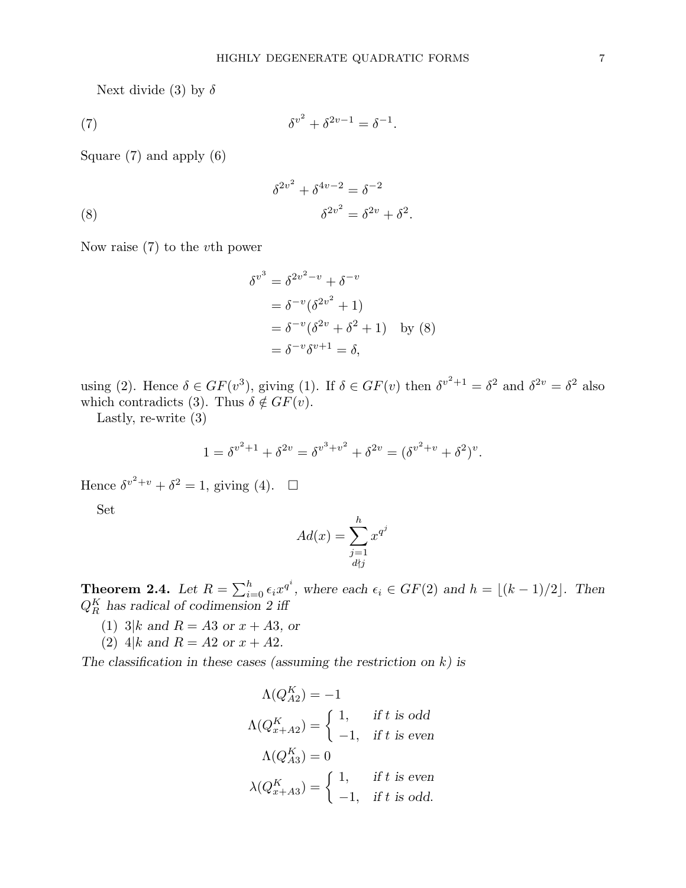Next divide (3) by $\delta$

$$\delta^{v^2} + \delta^{2v-1} = \delta^{-1}. \tag{7}$$

Square (7) and apply (6)

$$\begin{aligned} \delta^{2v^2} + \delta^{4v-2} &= \delta^{-2} \\ \delta^{2v^2} &= \delta^{2v} + \delta^2. \end{aligned} \tag{8}$$

Now raise (7) to the $v$th power

$$\begin{aligned} \delta^{v^3} &= \delta^{2v^2-v} + \delta^{-v} \\ &= \delta^{-v}(\delta^{2v^2} + 1) \\ &= \delta^{-v}(\delta^{2v} + \delta^2 + 1) \quad \text{by (8)} \\ &= \delta^{-v}\delta^{v+1} = \delta, \end{aligned}$$

using (2). Hence $\delta \in GF(v^3)$, giving (1). If $\delta \in GF(v)$ then $\delta^{v^2+1} = \delta^2$ and $\delta^{2v} = \delta^2$ also which contradicts (3). Thus $\delta \notin GF(v)$.

Lastly, re-write (3)

$$1 = \delta^{v^2+1} + \delta^{2v} = \delta^{v^3+v^2} + \delta^{2v} = (\delta^{v^2+v} + \delta^2)^v.$$

Hence $\delta^{v^2+v} + \delta^2 = 1$, giving (4). $\square$

Set

$$Ad(x) = \sum_{\substack{j=1 \\ d \nmid j}}^{h} x^{q^j}$$

**Theorem 2.4.** *Let $R = \sum_{i=0}^{h} \epsilon_i x^{q^i}$, where each $\epsilon_i \in GF(2)$ and $h = \lfloor (k-1)/2 \rfloor$. Then $Q_R^K$ has radical of codimension 2 iff*

1. *$3|k$ and $R = A3$ or $x + A3$, or*
2. *$4|k$ and $R = A2$ or $x + A2$.*

*The classification in these cases (assuming the restriction on $k$) is*

$$\begin{aligned} \Lambda(Q_{A2}^K) &= -1 \\ \Lambda(Q_{x+A2}^K) &= \begin{cases} 1, & \text{if } t \text{ is odd} \\ -1, & \text{if } t \text{ is even} \end{cases} \\ \Lambda(Q_{A3}^K) &= 0 \\ \lambda(Q_{x+A3}^K) &= \begin{cases} 1, & \text{if } t \text{ is even} \\ -1, & \text{if } t \text{ is odd.} \end{cases} \end{aligned}$$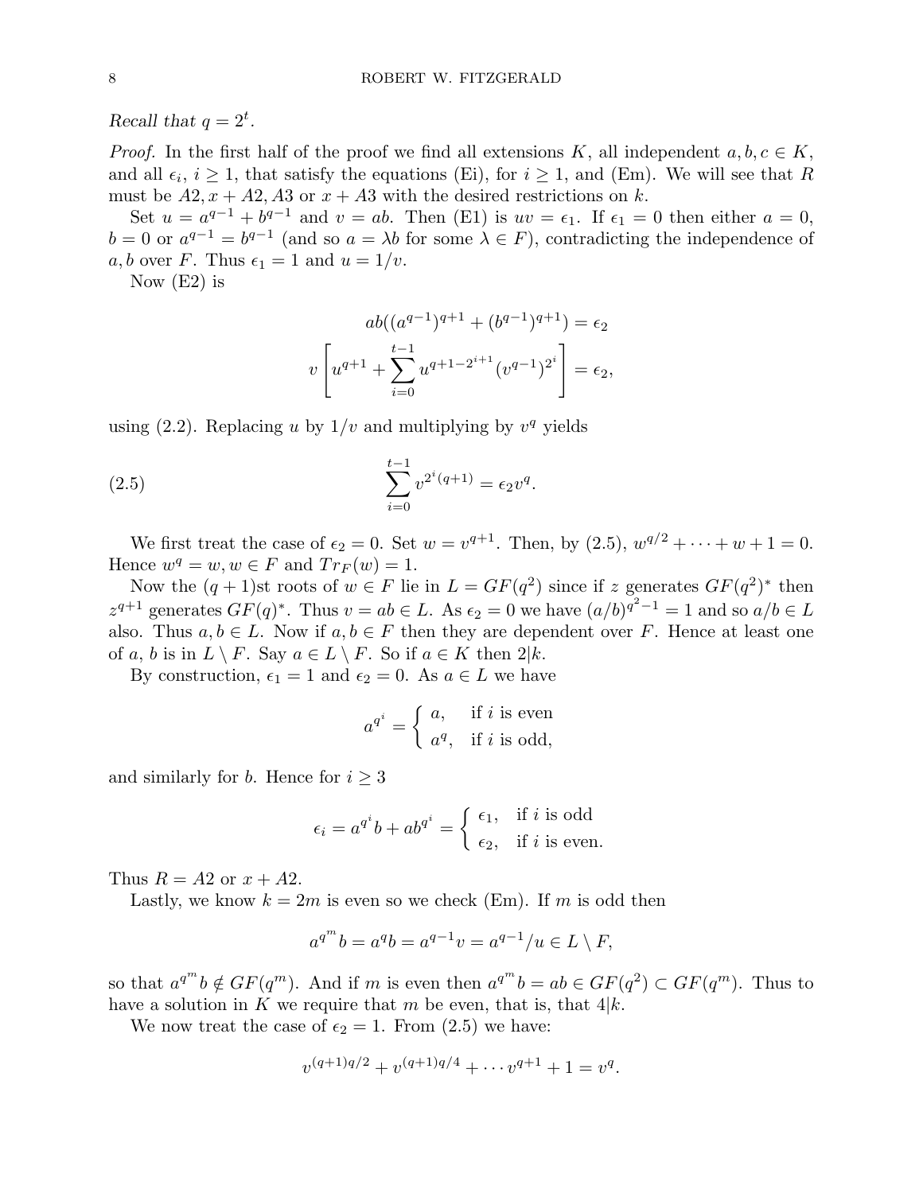*Recall that* $q = 2^t$.

*Proof.* In the first half of the proof we find all extensions $K$, all independent $a, b, c \in K$, and all $\epsilon_i$, $i \geq 1$, that satisfy the equations (Ei), for $i \geq 1$, and (Em). We will see that $R$ must be $A2, x + A2, A3$ or $x + A3$ with the desired restrictions on $k$.

Set $u = a^{q-1} + b^{q-1}$ and $v = ab$. Then (E1) is $uv = \epsilon_1$. If $\epsilon_1 = 0$ then either $a = 0$, $b = 0$ or $a^{q-1} = b^{q-1}$ (and so $a = \lambda b$ for some $\lambda \in F$), contradicting the independence of $a, b$ over $F$. Thus $\epsilon_1 = 1$ and $u = 1/v$.

Now (E2) is

$$ab((a^{q-1})^{q+1} + (b^{q-1})^{q+1}) = \epsilon_2$$

$$v\left[u^{q+1} + \sum_{i=0}^{t-1} u^{q+1-2^{i+1}}(v^{q-1})^{2^i}\right] = \epsilon_2,$$

using (2.2). Replacing $u$ by $1/v$ and multiplying by $v^q$ yields

$$\sum_{i=0}^{t-1} v^{2^i(q+1)} = \epsilon_2 v^q. \tag{2.5}$$

We first treat the case of $\epsilon_2 = 0$. Set $w = v^{q+1}$. Then, by (2.5), $w^{q/2} + \cdots + w + 1 = 0$. Hence $w^q = w, w \in F$ and $Tr_F(w) = 1$.

Now the $(q+1)$st roots of $w \in F$ lie in $L = GF(q^2)$ since if $z$ generates $GF(q^2)^*$ then $z^{q+1}$ generates $GF(q)^*$. Thus $v = ab \in L$. As $\epsilon_2 = 0$ we have $(a/b)^{q^2-1} = 1$ and so $a/b \in L$ also. Thus $a, b \in L$. Now if $a, b \in F$ then they are dependent over $F$. Hence at least one of $a$, $b$ is in $L \setminus F$. Say $a \in L \setminus F$. So if $a \in K$ then $2|k$.

By construction, $\epsilon_1 = 1$ and $\epsilon_2 = 0$. As $a \in L$ we have

$$a^{q^i} = \begin{cases} a, & \text{if } i \text{ is even} \\ a^q, & \text{if } i \text{ is odd,} \end{cases}$$

and similarly for $b$. Hence for $i \geq 3$

$$\epsilon_i = a^{q^i}b + ab^{q^i} = \begin{cases} \epsilon_1, & \text{if } i \text{ is odd} \\ \epsilon_2, & \text{if } i \text{ is even.} \end{cases}$$

Thus $R = A2$ or $x + A2$.

Lastly, we know $k = 2m$ is even so we check (Em). If $m$ is odd then

$$a^{q^m}b = a^q b = a^{q-1}v = a^{q-1}/u \in L \setminus F,$$

so that $a^{q^m}b \notin GF(q^m)$. And if $m$ is even then $a^{q^m}b = ab \in GF(q^2) \subset GF(q^m)$. Thus to have a solution in $K$ we require that $m$ be even, that is, that $4|k$.

We now treat the case of $\epsilon_2 = 1$. From (2.5) we have:

$$v^{(q+1)q/2} + v^{(q+1)q/4} + \cdots v^{q+1} + 1 = v^q.$$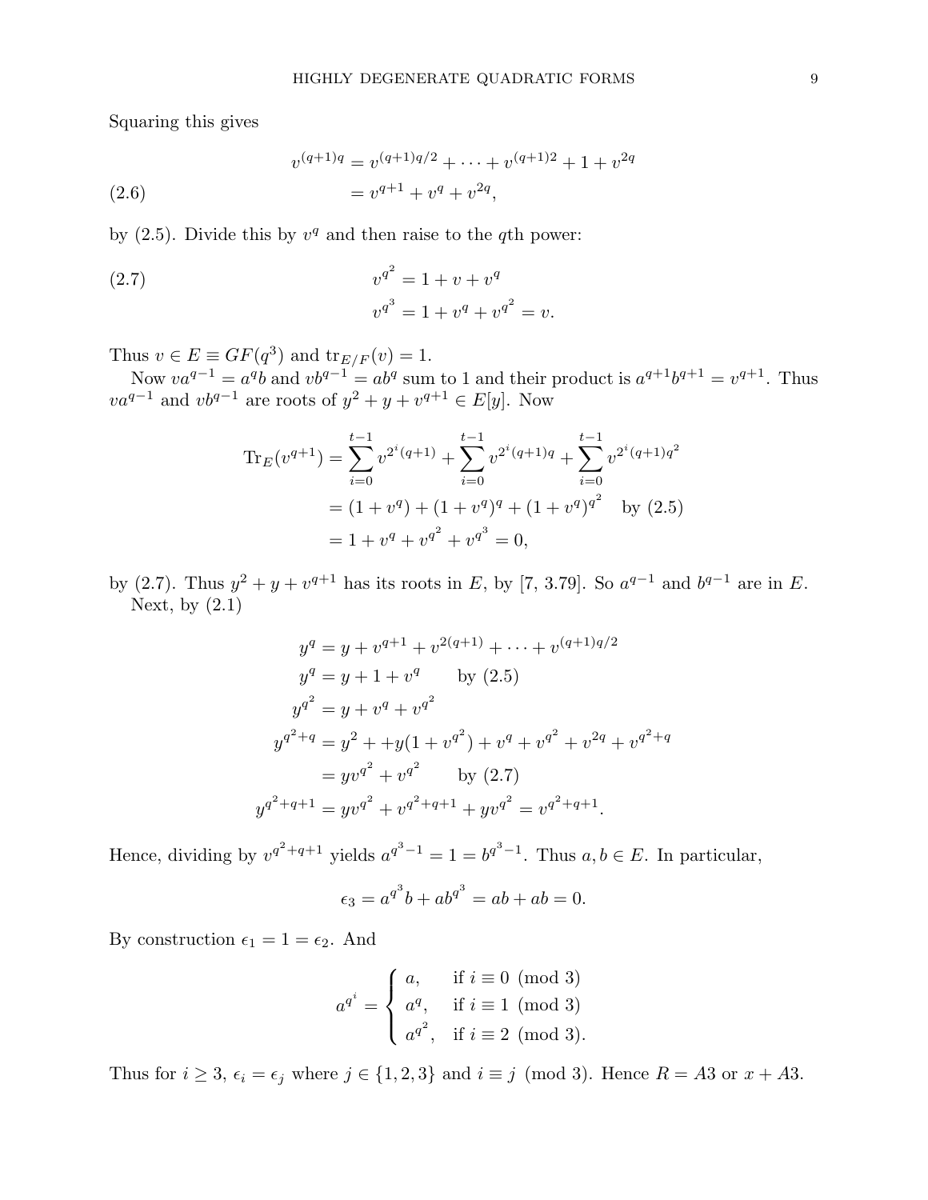Squaring this gives

$$
\begin{aligned}
v^{(q+1)q} &= v^{(q+1)q/2} + \cdots + v^{(q+1)2} + 1 + v^{2q} \\
&= v^{q+1} + v^q + v^{2q}, \qquad (2.6)
\end{aligned}
$$

by (2.5). Divide this by $v^q$ and then raise to the $q$th power:

$$
\begin{aligned}
v^{q^2} &= 1 + v + v^q \qquad (2.7)\\
v^{q^3} &= 1 + v^q + v^{q^2} = v.
\end{aligned}
$$

Thus $v \in E \equiv GF(q^3)$ and $\mathrm{tr}_{E/F}(v) = 1$.

Now $va^{q-1} = a^q b$ and $vb^{q-1} = ab^q$ sum to 1 and their product is $a^{q+1}b^{q+1} = v^{q+1}$. Thus $va^{q-1}$ and $vb^{q-1}$ are roots of $y^2 + y + v^{q+1} \in E[y]$. Now

$$
\begin{aligned}
\mathrm{Tr}_E(v^{q+1}) &= \sum_{i=0}^{t-1} v^{2^i(q+1)} + \sum_{i=0}^{t-1} v^{2^i(q+1)q} + \sum_{i=0}^{t-1} v^{2^i(q+1)q^2} \\
&= (1 + v^q) + (1 + v^q)^q + (1 + v^q)^{q^2} \quad \text{by (2.5)} \\
&= 1 + v^q + v^{q^2} + v^{q^3} = 0,
\end{aligned}
$$

by (2.7). Thus $y^2 + y + v^{q+1}$ has its roots in $E$, by [7, 3.79]. So $a^{q-1}$ and $b^{q-1}$ are in $E$.

Next, by (2.1)

$$
\begin{aligned}
y^q &= y + v^{q+1} + v^{2(q+1)} + \cdots + v^{(q+1)q/2} \\
y^q &= y + 1 + v^q \qquad \text{by (2.5)} \\
y^{q^2} &= y + v^q + v^{q^2} \\
y^{q^2+q} &= y^2 + +y(1 + v^{q^2}) + v^q + v^{q^2} + v^{2q} + v^{q^2+q} \\
&= yv^{q^2} + v^{q^2} \qquad \text{by (2.7)} \\
y^{q^2+q+1} &= yv^{q^2} + v^{q^2+q+1} + yv^{q^2} = v^{q^2+q+1}.
\end{aligned}
$$

Hence, dividing by $v^{q^2+q+1}$ yields $a^{q^3-1} = 1 = b^{q^3-1}$. Thus $a, b \in E$. In particular,

$$
\epsilon_3 = a^{q^3}b + ab^{q^3} = ab + ab = 0.
$$

By construction $\epsilon_1 = 1 = \epsilon_2$. And

$$
a^{q^i} = \begin{cases} a, & \text{if } i \equiv 0 \pmod 3 \\ a^q, & \text{if } i \equiv 1 \pmod 3 \\ a^{q^2}, & \text{if } i \equiv 2 \pmod 3). \end{cases}
$$

Thus for $i \geq 3$, $\epsilon_i = \epsilon_j$ where $j \in \{1, 2, 3\}$ and $i \equiv j \pmod 3$. Hence $R = A3$ or $x + A3$.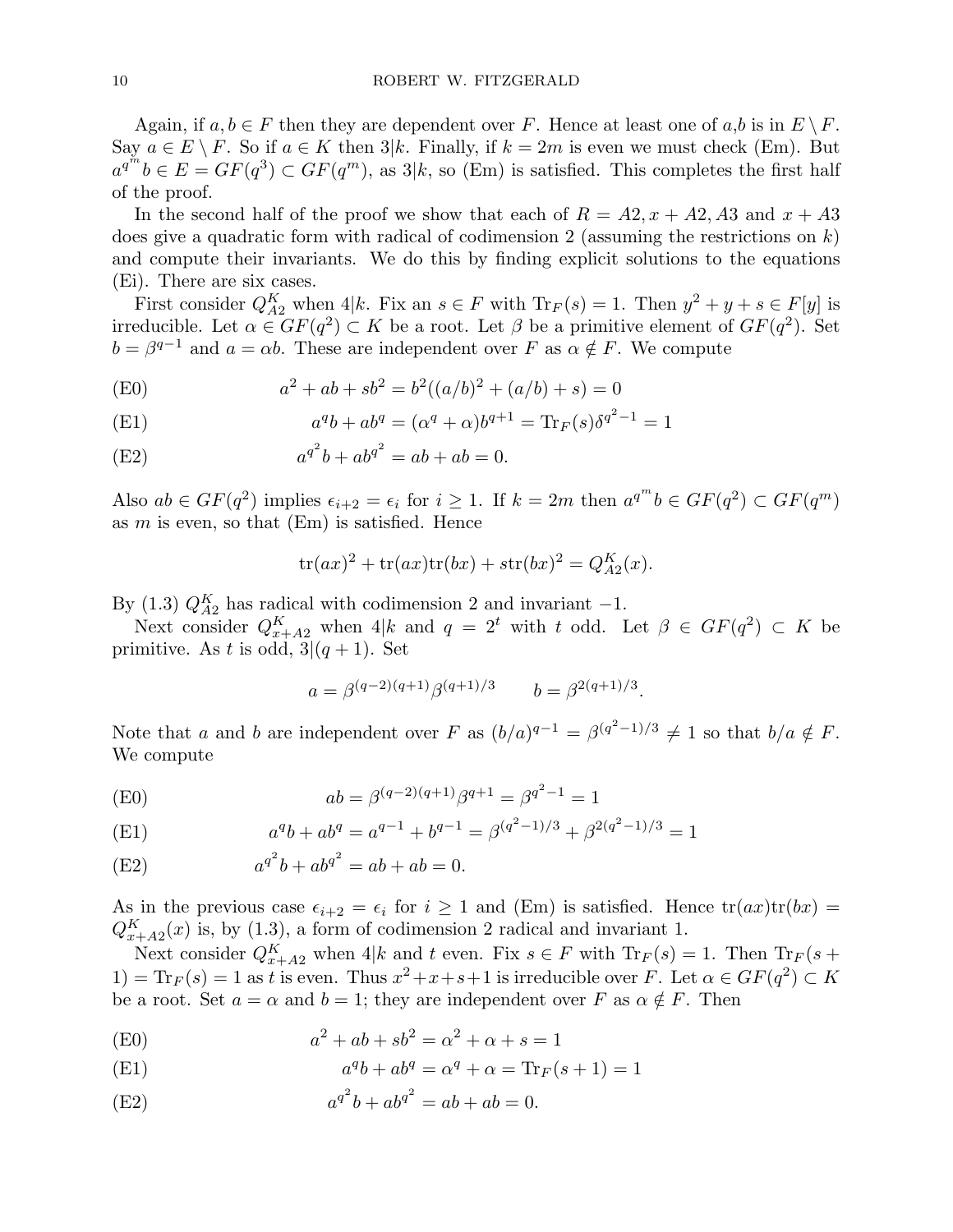Again, if $a, b \in F$ then they are dependent over $F$. Hence at least one of $a$,$b$ is in $E \setminus F$. Say $a \in E \setminus F$. So if $a \in K$ then $3|k$. Finally, if $k = 2m$ is even we must check (Em). But $a^{q^m} b \in E = GF(q^3) \subset GF(q^m)$, as $3|k$, so (Em) is satisfied. This completes the first half of the proof.

In the second half of the proof we show that each of $R = A2, x + A2, A3$ and $x + A3$ does give a quadratic form with radical of codimension 2 (assuming the restrictions on $k$) and compute their invariants. We do this by finding explicit solutions to the equations (Ei). There are six cases.

First consider $Q^K_{A2}$ when $4|k$. Fix an $s \in F$ with $\mathrm{Tr}_F(s) = 1$. Then $y^2 + y + s \in F[y]$ is irreducible. Let $\alpha \in GF(q^2) \subset K$ be a root. Let $\beta$ be a primitive element of $GF(q^2)$. Set $b = \beta^{q-1}$ and $a = \alpha b$. These are independent over $F$ as $\alpha \notin F$. We compute

$$\text{(E0)} \qquad a^2 + ab + sb^2 = b^2((a/b)^2 + (a/b) + s) = 0$$

$$\text{(E1)} \qquad a^q b + ab^q = (\alpha^q + \alpha)b^{q+1} = \mathrm{Tr}_F(s)\delta^{q^2-1} = 1$$

$$\text{(E2)} \qquad a^{q^2} b + ab^{q^2} = ab + ab = 0.$$

Also $ab \in GF(q^2)$ implies $\epsilon_{i+2} = \epsilon_i$ for $i \geq 1$. If $k = 2m$ then $a^{q^m} b \in GF(q^2) \subset GF(q^m)$ as $m$ is even, so that (Em) is satisfied. Hence

$$\mathrm{tr}(ax)^2 + \mathrm{tr}(ax)\mathrm{tr}(bx) + s\mathrm{tr}(bx)^2 = Q^K_{A2}(x).$$

By (1.3) $Q^K_{A2}$ has radical with codimension 2 and invariant $-1$.

Next consider $Q^K_{x+A2}$ when $4|k$ and $q = 2^t$ with $t$ odd. Let $\beta \in GF(q^2) \subset K$ be primitive. As $t$ is odd, $3|(q + 1)$. Set

$$a = \beta^{(q-2)(q+1)}\beta^{(q+1)/3} \qquad b = \beta^{2(q+1)/3}.$$

Note that $a$ and $b$ are independent over $F$ as $(b/a)^{q-1} = \beta^{(q^2-1)/3} \neq 1$ so that $b/a \notin F$. We compute

$$\text{(E0)} \qquad ab = \beta^{(q-2)(q+1)}\beta^{q+1} = \beta^{q^2-1} = 1$$

$$\text{(E1)} \qquad a^q b + ab^q = a^{q-1} + b^{q-1} = \beta^{(q^2-1)/3} + \beta^{2(q^2-1)/3} = 1$$

$$\text{(E2)} \qquad a^{q^2} b + ab^{q^2} = ab + ab = 0.$$

As in the previous case $\epsilon_{i+2} = \epsilon_i$ for $i \geq 1$ and (Em) is satisfied. Hence $\mathrm{tr}(ax)\mathrm{tr}(bx) = Q^K_{x+A2}(x)$ is, by (1.3), a form of codimension 2 radical and invariant 1.

Next consider $Q^K_{x+A2}$ when $4|k$ and $t$ even. Fix $s \in F$ with $\mathrm{Tr}_F(s) = 1$. Then $\mathrm{Tr}_F(s + 1) = \mathrm{Tr}_F(s) = 1$ as $t$ is even. Thus $x^2 + x + s + 1$ is irreducible over $F$. Let $\alpha \in GF(q^2) \subset K$ be a root. Set $a = \alpha$ and $b = 1$; they are independent over $F$ as $\alpha \notin F$. Then

$$\text{(E0)} \qquad a^2 + ab + sb^2 = \alpha^2 + \alpha + s = 1$$

$$\text{(E1)} \qquad a^q b + ab^q = \alpha^q + \alpha = \mathrm{Tr}_F(s + 1) = 1$$

$$\text{(E2)} \qquad a^{q^2} b + ab^{q^2} = ab + ab = 0.$$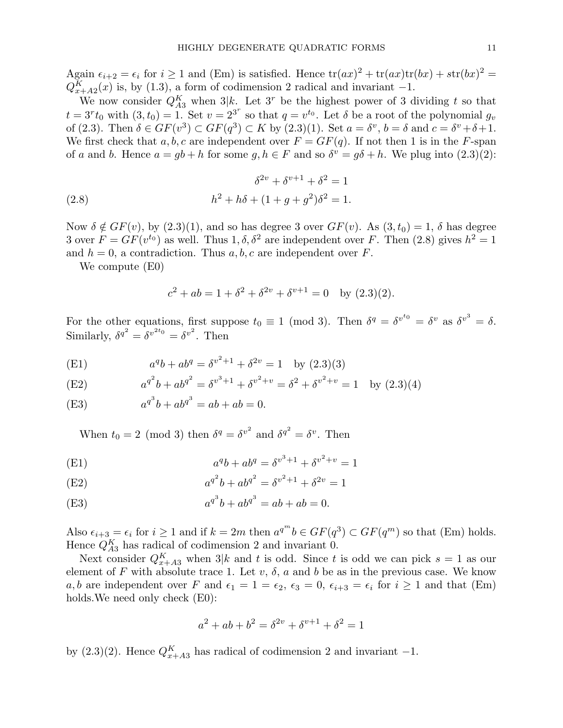Again $\epsilon_{i+2} = \epsilon_i$ for $i \geq 1$ and (Em) is satisfied. Hence $\operatorname{tr}(ax)^2 + \operatorname{tr}(ax)\operatorname{tr}(bx) + s\operatorname{tr}(bx)^2 = Q^K_{x+A2}(x)$ is, by (1.3), a form of codimension 2 radical and invariant $-1$.

We now consider $Q^K_{A3}$ when $3|k$. Let $3^r$ be the highest power of 3 dividing $t$ so that $t = 3^r t_0$ with $(3, t_0) = 1$. Set $v = 2^{3^r}$ so that $q = v^{t_0}$. Let $\delta$ be a root of the polynomial $g_v$ of (2.3). Then $\delta \in GF(v^3) \subset GF(q^3) \subset K$ by (2.3)(1). Set $a = \delta^v$, $b = \delta$ and $c = \delta^v + \delta + 1$. We first check that $a, b, c$ are independent over $F = GF(q)$. If not then 1 is in the $F$-span of $a$ and $b$. Hence $a = gb + h$ for some $g, h \in F$ and so $\delta^v = g\delta + h$. We plug into (2.3)(2):

$$\delta^{2v} + \delta^{v+1} + \delta^2 = 1$$

$$h^2 + h\delta + (1 + g + g^2)\delta^2 = 1. \tag{2.8}$$

Now $\delta \notin GF(v)$, by (2.3)(1), and so has degree 3 over $GF(v)$. As $(3, t_0) = 1$, $\delta$ has degree 3 over $F = GF(v^{t_0})$ as well. Thus $1, \delta, \delta^2$ are independent over $F$. Then (2.8) gives $h^2 = 1$ and $h = 0$, a contradiction. Thus $a, b, c$ are independent over $F$.

We compute (E0)

$$c^2 + ab = 1 + \delta^2 + \delta^{2v} + \delta^{v+1} = 0 \quad \text{by (2.3)(2)}.$$

For the other equations, first suppose $t_0 \equiv 1 \pmod 3$. Then $\delta^q = \delta^{v^{t_0}} = \delta^v$ as $\delta^{v^3} = \delta$. Similarly, $\delta^{q^2} = \delta^{v^{2t_0}} = \delta^{v^2}$. Then

$$\text{(E1)} \qquad a^q b + ab^q = \delta^{v^2+1} + \delta^{2v} = 1 \quad \text{by (2.3)(3)}$$

$$\text{(E2)} \qquad a^{q^2} b + ab^{q^2} = \delta^{v^3+1} + \delta^{v^2+v} = \delta^2 + \delta^{v^2+v} = 1 \quad \text{by (2.3)(4)}$$

$$\text{(E3)} \qquad a^{q^3} b + ab^{q^3} = ab + ab = 0.$$

When $t_0 = 2 \pmod 3$ then $\delta^q = \delta^{v^2}$ and $\delta^{q^2} = \delta^v$. Then

$$\text{(E1)} \qquad a^q b + ab^q = \delta^{v^3+1} + \delta^{v^2+v} = 1$$

$$\text{(E2)} \qquad a^{q^2} b + ab^{q^2} = \delta^{v^2+1} + \delta^{2v} = 1$$

$$\text{(E3)} \qquad a^{q^3} b + ab^{q^3} = ab + ab = 0.$$

Also $\epsilon_{i+3} = \epsilon_i$ for $i \geq 1$ and if $k = 2m$ then $a^{q^m} b \in GF(q^3) \subset GF(q^m)$ so that (Em) holds. Hence $Q^K_{A3}$ has radical of codimension 2 and invariant 0.

Next consider $Q^K_{x+A3}$ when $3|k$ and $t$ is odd. Since $t$ is odd we can pick $s = 1$ as our element of $F$ with absolute trace 1. Let $v$, $\delta$, $a$ and $b$ be as in the previous case. We know $a, b$ are independent over $F$ and $\epsilon_1 = 1 = \epsilon_2$, $\epsilon_3 = 0$, $\epsilon_{i+3} = \epsilon_i$ for $i \geq 1$ and that (Em) holds.We need only check (E0):

$$a^2 + ab + b^2 = \delta^{2v} + \delta^{v+1} + \delta^2 = 1$$

by (2.3)(2). Hence $Q^K_{x+A3}$ has radical of codimension 2 and invariant $-1$.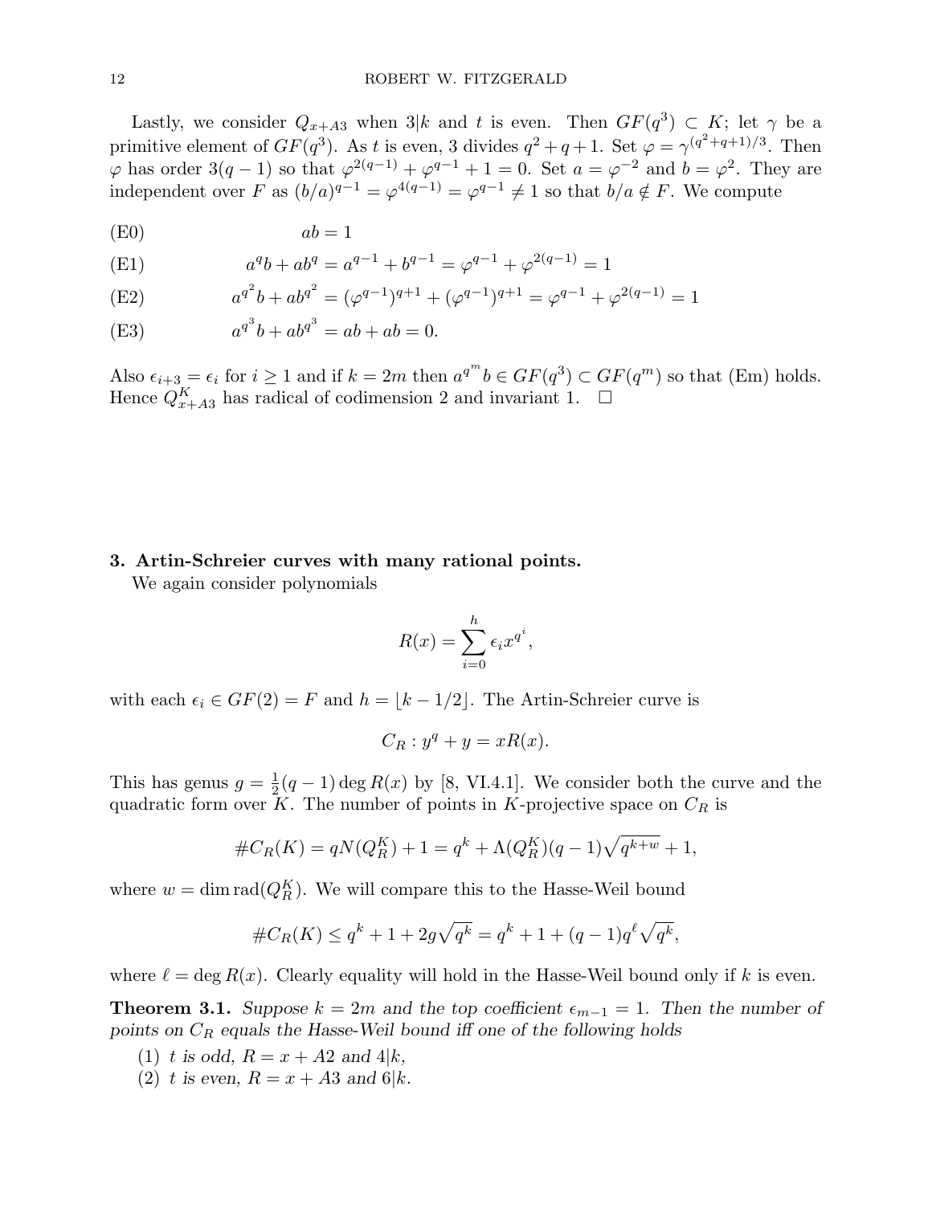Lastly, we consider $Q_{x+A3}$ when $3|k$ and $t$ is even. Then $GF(q^3) \subset K$; let $\gamma$ be a primitive element of $GF(q^3)$. As $t$ is even, 3 divides $q^2+q+1$. Set $\varphi = \gamma^{(q^2+q+1)/3}$. Then $\varphi$ has order $3(q-1)$ so that $\varphi^{2(q-1)} + \varphi^{q-1} + 1 = 0$. Set $a = \varphi^{-2}$ and $b = \varphi^2$. They are independent over $F$ as $(b/a)^{q-1} = \varphi^{4(q-1)} = \varphi^{q-1} \neq 1$ so that $b/a \notin F$. We compute

$$\text{(E0)} \qquad ab = 1$$

$$\text{(E1)} \qquad a^q b + ab^q = a^{q-1} + b^{q-1} = \varphi^{q-1} + \varphi^{2(q-1)} = 1$$

$$\text{(E2)} \qquad a^{q^2} b + ab^{q^2} = (\varphi^{q-1})^{q+1} + (\varphi^{q-1})^{q+1} = \varphi^{q-1} + \varphi^{2(q-1)} = 1$$

$$\text{(E3)} \qquad a^{q^3} b + ab^{q^3} = ab + ab = 0.$$

Also $\epsilon_{i+3} = \epsilon_i$ for $i \geq 1$ and if $k = 2m$ then $a^{q^m} b \in GF(q^3) \subset GF(q^m)$ so that (Em) holds. Hence $Q^K_{x+A3}$ has radical of codimension 2 and invariant 1. $\square$

**3. Artin-Schreier curves with many rational points.**

We again consider polynomials

$$R(x) = \sum_{i=0}^{h} \epsilon_i x^{q^i},$$

with each $\epsilon_i \in GF(2) = F$ and $h = \lfloor k - 1/2 \rfloor$. The Artin-Schreier curve is

$$C_R : y^q + y = xR(x).$$

This has genus $g = \frac{1}{2}(q-1)\deg R(x)$ by [8, VI.4.1]. We consider both the curve and the quadratic form over $K$. The number of points in $K$-projective space on $C_R$ is

$$\#C_R(K) = qN(Q^K_R) + 1 = q^k + \Lambda(Q^K_R)(q-1)\sqrt{q^{k+w}} + 1,$$

where $w = \dim \operatorname{rad}(Q^K_R)$. We will compare this to the Hasse-Weil bound

$$\#C_R(K) \leq q^k + 1 + 2g\sqrt{q^k} = q^k + 1 + (q-1)q^\ell \sqrt{q^k},$$

where $\ell = \deg R(x)$. Clearly equality will hold in the Hasse-Weil bound only if $k$ is even.

**Theorem 3.1.** *Suppose $k = 2m$ and the top coefficient $\epsilon_{m-1} = 1$. Then the number of points on $C_R$ equals the Hasse-Weil bound iff one of the following holds*

1. *$t$ is odd, $R = x + A2$ and $4|k$,*
2. *$t$ is even, $R = x + A3$ and $6|k$.*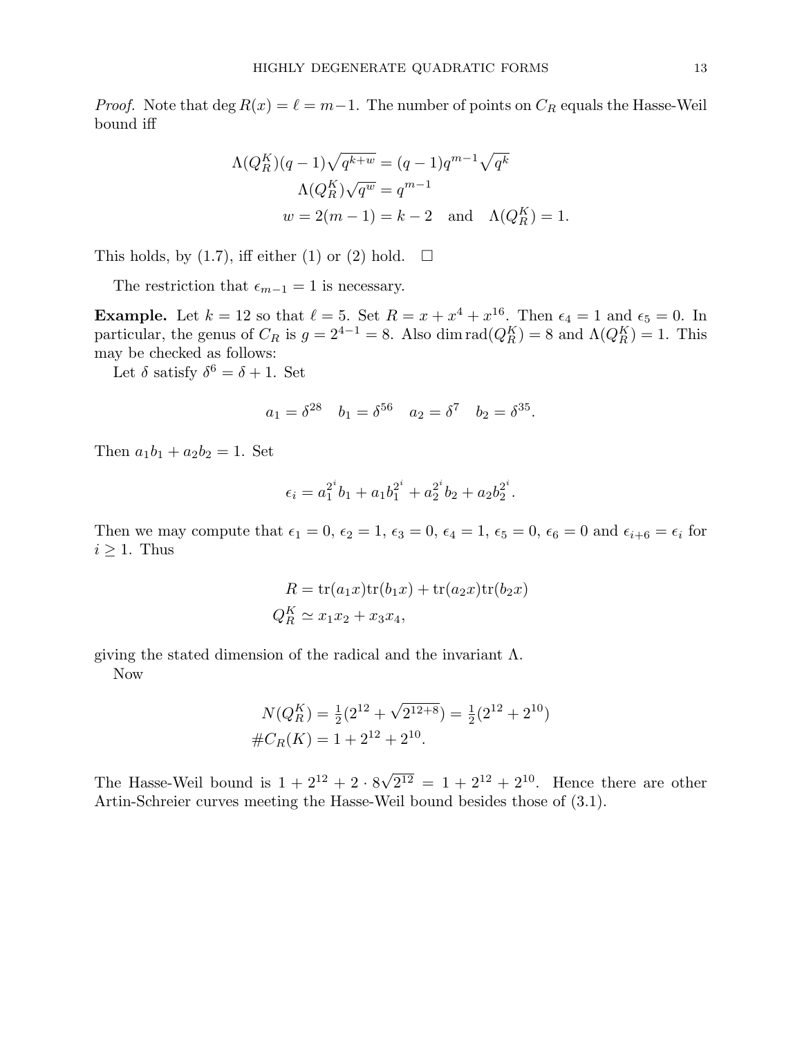*Proof.* Note that $\deg R(x) = \ell = m-1$. The number of points on $C_R$ equals the Hasse-Weil bound iff

$$\begin{aligned}
\Lambda(Q_R^K)(q-1)\sqrt{q^{k+w}} &= (q-1)q^{m-1}\sqrt{q^k} \\
\Lambda(Q_R^K)\sqrt{q^w} &= q^{m-1} \\
w = 2(m-1) = k-2 \quad &\text{and} \quad \Lambda(Q_R^K) = 1.
\end{aligned}$$

This holds, by (1.7), iff either (1) or (2) hold. $\square$

The restriction that $\epsilon_{m-1} = 1$ is necessary.

**Example.** Let $k = 12$ so that $\ell = 5$. Set $R = x + x^4 + x^{16}$. Then $\epsilon_4 = 1$ and $\epsilon_5 = 0$. In particular, the genus of $C_R$ is $g = 2^{4-1} = 8$. Also $\dim \mathrm{rad}(Q_R^K) = 8$ and $\Lambda(Q_R^K) = 1$. This may be checked as follows:

Let $\delta$ satisfy $\delta^6 = \delta + 1$. Set

$$a_1 = \delta^{28} \quad b_1 = \delta^{56} \quad a_2 = \delta^7 \quad b_2 = \delta^{35}.$$

Then $a_1 b_1 + a_2 b_2 = 1$. Set

$$\epsilon_i = a_1^{2^i} b_1 + a_1 b_1^{2^i} + a_2^{2^i} b_2 + a_2 b_2^{2^i}.$$

Then we may compute that $\epsilon_1 = 0$, $\epsilon_2 = 1$, $\epsilon_3 = 0$, $\epsilon_4 = 1$, $\epsilon_5 = 0$, $\epsilon_6 = 0$ and $\epsilon_{i+6} = \epsilon_i$ for $i \geq 1$. Thus

$$\begin{aligned}
R &= \mathrm{tr}(a_1 x)\mathrm{tr}(b_1 x) + \mathrm{tr}(a_2 x)\mathrm{tr}(b_2 x) \\
Q_R^K &\simeq x_1 x_2 + x_3 x_4,
\end{aligned}$$

giving the stated dimension of the radical and the invariant $\Lambda$.

Now

$$\begin{aligned}
N(Q_R^K) &= \tfrac{1}{2}(2^{12} + \sqrt{2^{12+8}}) = \tfrac{1}{2}(2^{12} + 2^{10}) \\
\#C_R(K) &= 1 + 2^{12} + 2^{10}.
\end{aligned}$$

The Hasse-Weil bound is $1 + 2^{12} + 2 \cdot 8\sqrt{2^{12}} = 1 + 2^{12} + 2^{10}$. Hence there are other Artin-Schreier curves meeting the Hasse-Weil bound besides those of (3.1).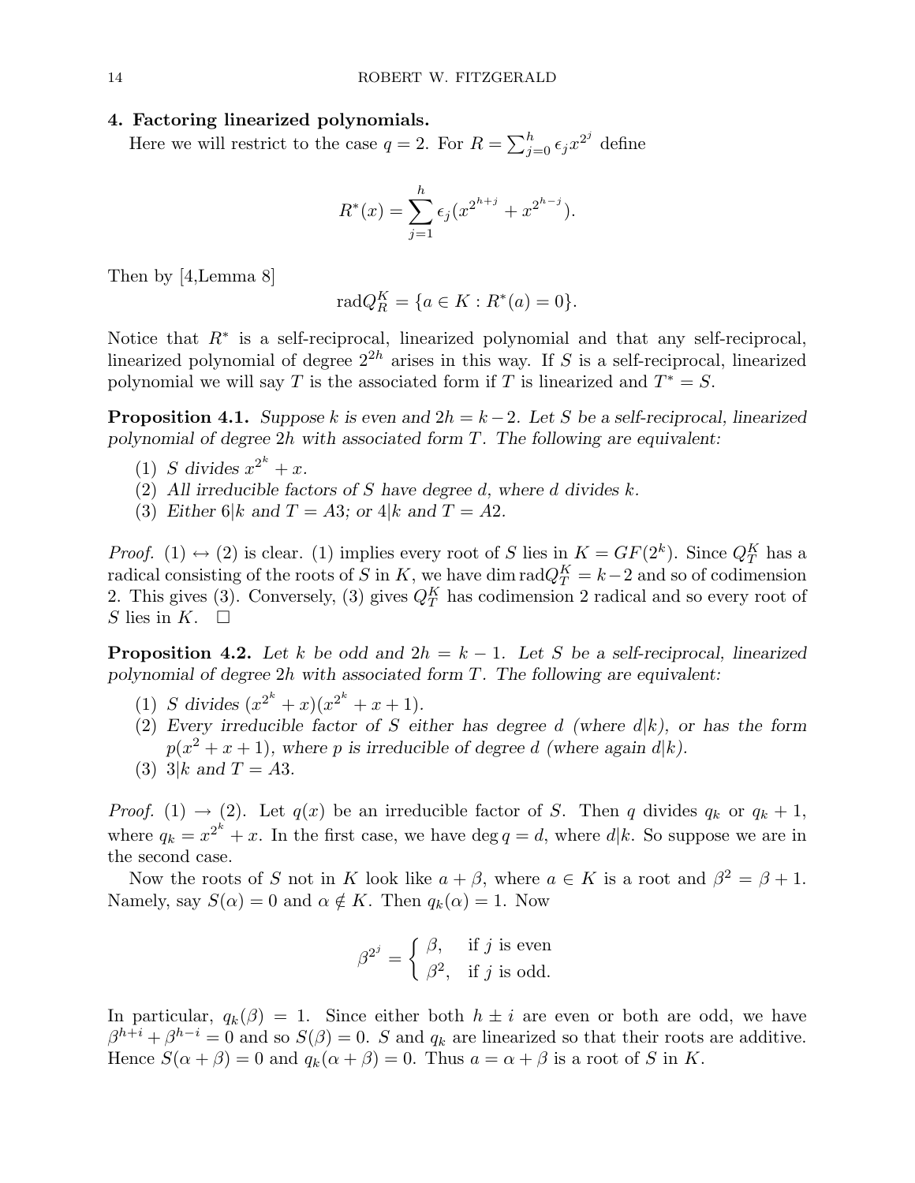## 4. Factoring linearized polynomials.

Here we will restrict to the case $q = 2$. For $R = \sum_{j=0}^{h} \epsilon_j x^{2^j}$ define

$$R^*(x) = \sum_{j=1}^{h} \epsilon_j (x^{2^{h+j}} + x^{2^{h-j}}).$$

Then by [4,Lemma 8]

$$\text{rad} Q_R^K = \{a \in K : R^*(a) = 0\}.$$

Notice that $R^*$ is a self-reciprocal, linearized polynomial and that any self-reciprocal, linearized polynomial of degree $2^{2h}$ arises in this way. If $S$ is a self-reciprocal, linearized polynomial we will say $T$ is the associated form if $T$ is linearized and $T^* = S$.

**Proposition 4.1.** *Suppose $k$ is even and $2h = k-2$. Let $S$ be a self-reciprocal, linearized polynomial of degree $2h$ with associated form $T$. The following are equivalent:*

1. *$S$ divides $x^{2^k} + x$.*
2. *All irreducible factors of $S$ have degree $d$, where $d$ divides $k$.*
3. *Either $6|k$ and $T = A3$; or $4|k$ and $T = A2$.*

*Proof.* (1) $\leftrightarrow$ (2) is clear. (1) implies every root of $S$ lies in $K = GF(2^k)$. Since $Q_T^K$ has a radical consisting of the roots of $S$ in $K$, we have $\dim \text{rad} Q_T^K = k-2$ and so of codimension 2. This gives (3). Conversely, (3) gives $Q_T^K$ has codimension 2 radical and so every root of $S$ lies in $K$. $\square$

**Proposition 4.2.** *Let $k$ be odd and $2h = k-1$. Let $S$ be a self-reciprocal, linearized polynomial of degree $2h$ with associated form $T$. The following are equivalent:*

1. *$S$ divides $(x^{2^k} + x)(x^{2^k} + x + 1)$.*
2. *Every irreducible factor of $S$ either has degree $d$ (where $d|k$), or has the form $p(x^2 + x + 1)$, where $p$ is irreducible of degree $d$ (where again $d|k$).*
3. *$3|k$ and $T = A3$.*

*Proof.* (1) $\rightarrow$ (2). Let $q(x)$ be an irreducible factor of $S$. Then $q$ divides $q_k$ or $q_k + 1$, where $q_k = x^{2^k} + x$. In the first case, we have $\deg q = d$, where $d|k$. So suppose we are in the second case.

Now the roots of $S$ not in $K$ look like $a + \beta$, where $a \in K$ is a root and $\beta^2 = \beta + 1$. Namely, say $S(\alpha) = 0$ and $\alpha \notin K$. Then $q_k(\alpha) = 1$. Now

$$\beta^{2^j} = \begin{cases} \beta, & \text{if } j \text{ is even} \\ \beta^2, & \text{if } j \text{ is odd.} \end{cases}$$

In particular, $q_k(\beta) = 1$. Since either both $h \pm i$ are even or both are odd, we have $\beta^{h+i} + \beta^{h-i} = 0$ and so $S(\beta) = 0$. $S$ and $q_k$ are linearized so that their roots are additive. Hence $S(\alpha + \beta) = 0$ and $q_k(\alpha + \beta) = 0$. Thus $a = \alpha + \beta$ is a root of $S$ in $K$.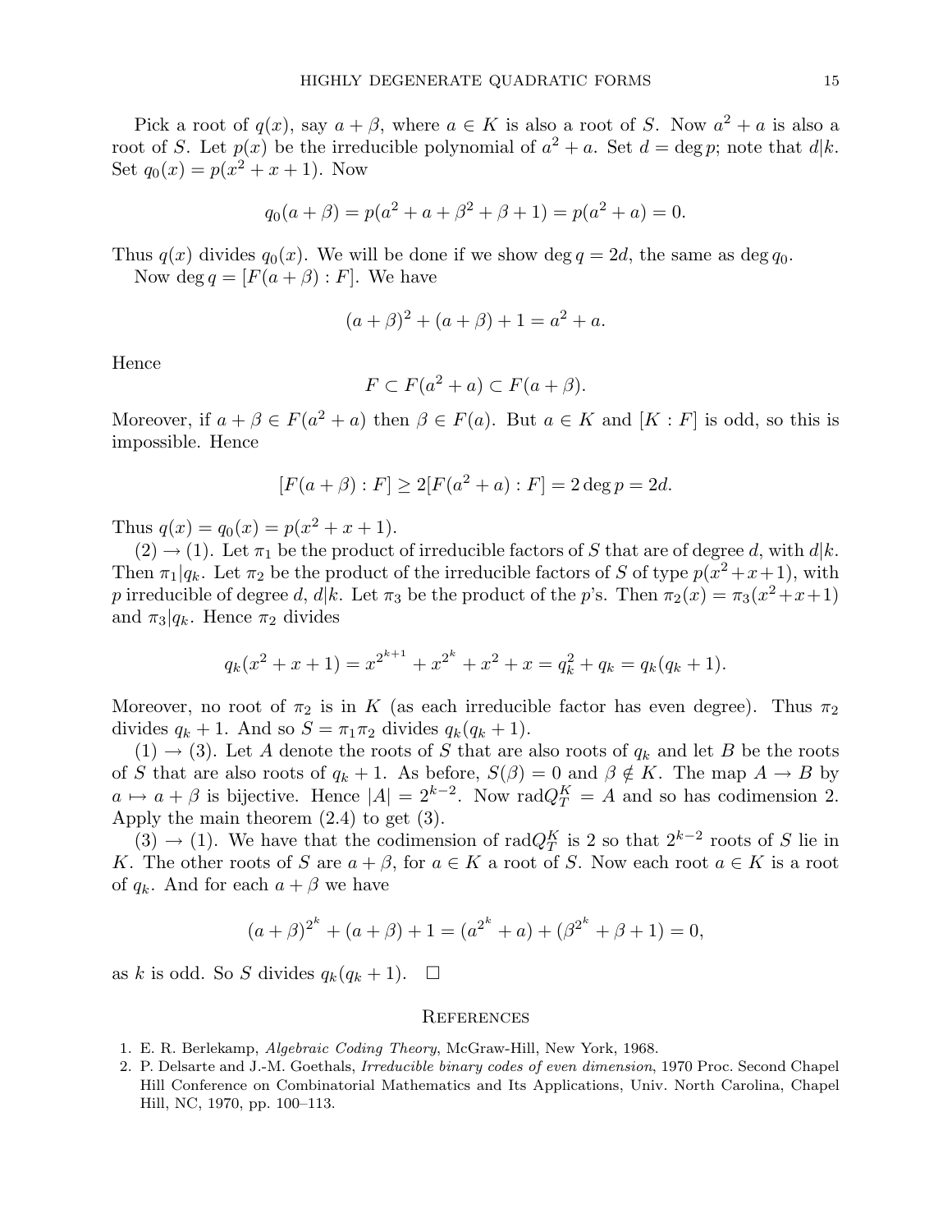Pick a root of $q(x)$, say $a + \beta$, where $a \in K$ is also a root of $S$. Now $a^2 + a$ is also a root of $S$. Let $p(x)$ be the irreducible polynomial of $a^2 + a$. Set $d = \deg p$; note that $d|k$. Set $q_0(x) = p(x^2 + x + 1)$. Now

$$q_0(a + \beta) = p(a^2 + a + \beta^2 + \beta + 1) = p(a^2 + a) = 0.$$

Thus $q(x)$ divides $q_0(x)$. We will be done if we show $\deg q = 2d$, the same as $\deg q_0$.

Now $\deg q = [F(a + \beta) : F]$. We have

$$(a + \beta)^2 + (a + \beta) + 1 = a^2 + a.$$

Hence

$$F \subset F(a^2 + a) \subset F(a + \beta).$$

Moreover, if $a + \beta \in F(a^2 + a)$ then $\beta \in F(a)$. But $a \in K$ and $[K : F]$ is odd, so this is impossible. Hence

$$[F(a + \beta) : F] \geq 2[F(a^2 + a) : F] = 2 \deg p = 2d.$$

Thus $q(x) = q_0(x) = p(x^2 + x + 1)$.

$(2) \to (1)$. Let $\pi_1$ be the product of irreducible factors of $S$ that are of degree $d$, with $d|k$. Then $\pi_1 | q_k$. Let $\pi_2$ be the product of the irreducible factors of $S$ of type $p(x^2 + x + 1)$, with $p$ irreducible of degree $d$, $d|k$. Let $\pi_3$ be the product of the $p$'s. Then $\pi_2(x) = \pi_3(x^2 + x + 1)$ and $\pi_3 | q_k$. Hence $\pi_2$ divides

$$q_k(x^2 + x + 1) = x^{2^{k+1}} + x^{2^k} + x^2 + x = q_k^2 + q_k = q_k(q_k + 1).$$

Moreover, no root of $\pi_2$ is in $K$ (as each irreducible factor has even degree). Thus $\pi_2$ divides $q_k + 1$. And so $S = \pi_1 \pi_2$ divides $q_k(q_k + 1)$.

$(1) \to (3)$. Let $A$ denote the roots of $S$ that are also roots of $q_k$ and let $B$ be the roots of $S$ that are also roots of $q_k + 1$. As before, $S(\beta) = 0$ and $\beta \notin K$. The map $A \to B$ by $a \mapsto a + \beta$ is bijective. Hence $|A| = 2^{k-2}$. Now $\text{rad} Q_T^K = A$ and so has codimension 2. Apply the main theorem (2.4) to get (3).

$(3) \to (1)$. We have that the codimension of $\text{rad} Q_T^K$ is 2 so that $2^{k-2}$ roots of $S$ lie in $K$. The other roots of $S$ are $a + \beta$, for $a \in K$ a root of $S$. Now each root $a \in K$ is a root of $q_k$. And for each $a + \beta$ we have

$$(a + \beta)^{2^k} + (a + \beta) + 1 = (a^{2^k} + a) + (\beta^{2^k} + \beta + 1) = 0,$$

as $k$ is odd. So $S$ divides $q_k(q_k + 1)$. $\square$

## References

1. E. R. Berlekamp, *Algebraic Coding Theory*, McGraw-Hill, New York, 1968.
2. P. Delsarte and J.-M. Goethals, *Irreducible binary codes of even dimension*, 1970 Proc. Second Chapel Hill Conference on Combinatorial Mathematics and Its Applications, Univ. North Carolina, Chapel Hill, NC, 1970, pp. 100–113.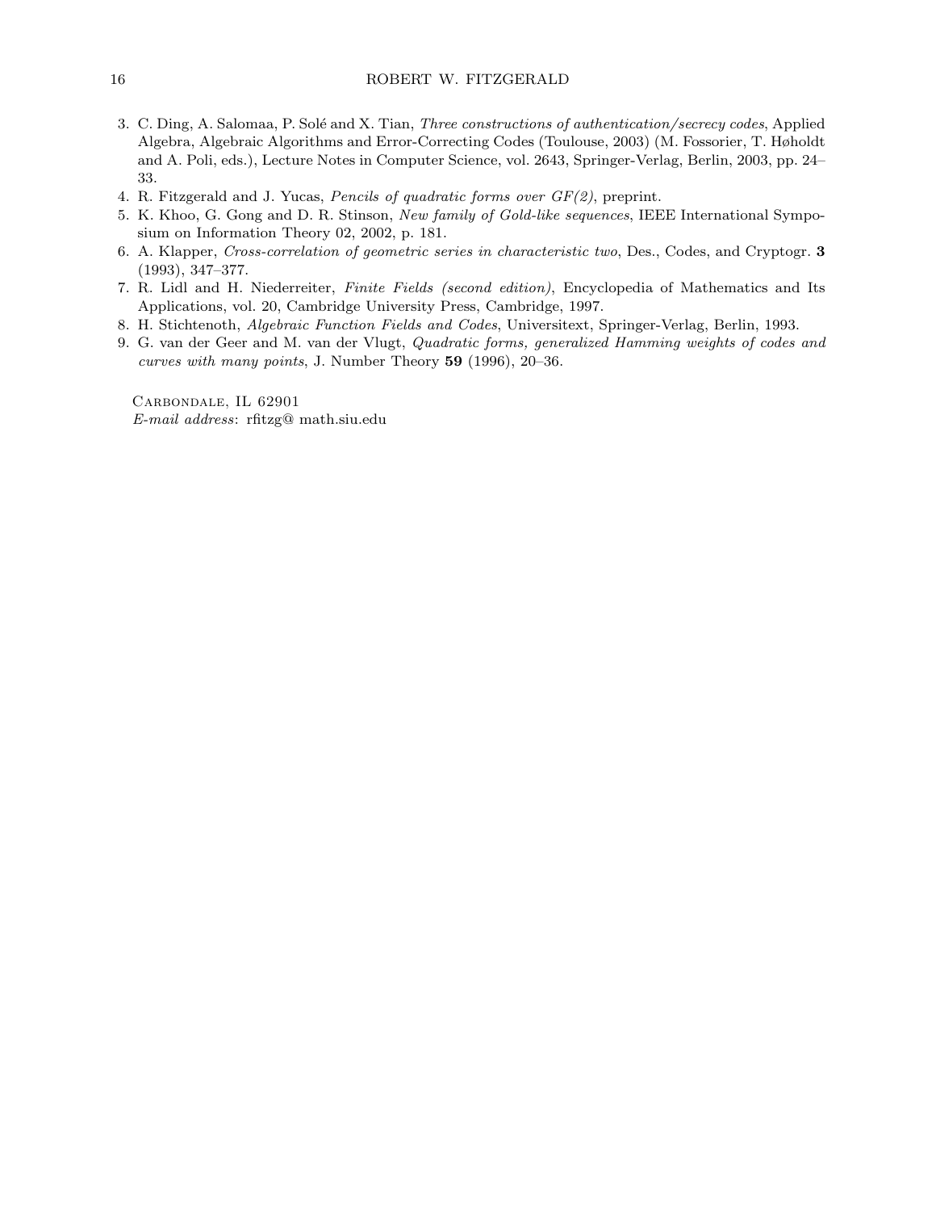3. C. Ding, A. Salomaa, P. Solé and X. Tian, *Three constructions of authentication/secrecy codes*, Applied Algebra, Algebraic Algorithms and Error-Correcting Codes (Toulouse, 2003) (M. Fossorier, T. Høholdt and A. Poli, eds.), Lecture Notes in Computer Science, vol. 2643, Springer-Verlag, Berlin, 2003, pp. 24–33.
4. R. Fitzgerald and J. Yucas, *Pencils of quadratic forms over GF(2)*, preprint.
5. K. Khoo, G. Gong and D. R. Stinson, *New family of Gold-like sequences*, IEEE International Symposium on Information Theory 02, 2002, p. 181.
6. A. Klapper, *Cross-correlation of geometric series in characteristic two*, Des., Codes, and Cryptogr. **3** (1993), 347–377.
7. R. Lidl and H. Niederreiter, *Finite Fields (second edition)*, Encyclopedia of Mathematics and Its Applications, vol. 20, Cambridge University Press, Cambridge, 1997.
8. H. Stichtenoth, *Algebraic Function Fields and Codes*, Universitext, Springer-Verlag, Berlin, 1993.
9. G. van der Geer and M. van der Vlugt, *Quadratic forms, generalized Hamming weights of codes and curves with many points*, J. Number Theory **59** (1996), 20–36.

Carbondale, IL 62901
*E-mail address*: rfitzg@ math.siu.edu